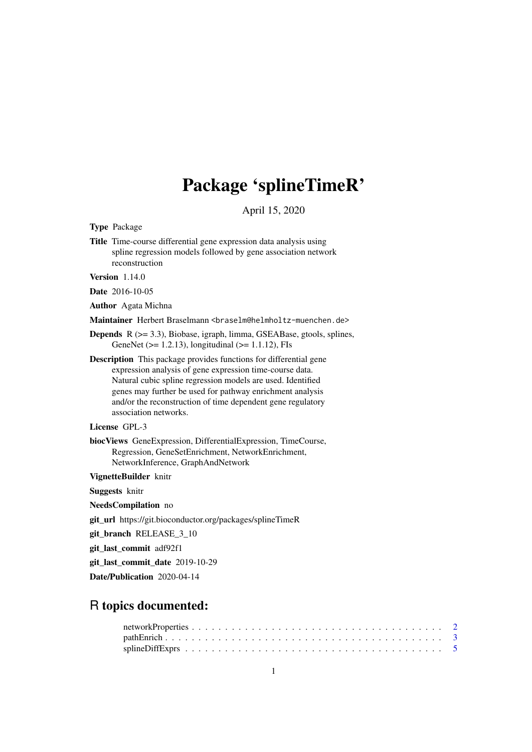# Package 'splineTimeR'

April 15, 2020

**Type** Package

**Title** Time-course differential gene expression data analysis using spline regression models followed by gene association network reconstruction

**Version** 1.14.0

**Date** 2016-10-05

**Author** Agata Michna

**Maintainer** Herbert Braselmann <braselm@helmholtz-muenchen.de>

**Depends** R (>= 3.3), Biobase, igraph, limma, GSEABase, gtools, splines, GeneNet (>= 1.2.13), longitudinal (>= 1.1.12), FIs

**Description** This package provides functions for differential gene expression analysis of gene expression time-course data. Natural cubic spline regression models are used. Identified genes may further be used for pathway enrichment analysis and/or the reconstruction of time dependent gene regulatory association networks.

**License** GPL-3

**biocViews** GeneExpression, DifferentialExpression, TimeCourse, Regression, GeneSetEnrichment, NetworkEnrichment, NetworkInference, GraphAndNetwork

**VignetteBuilder** knitr

**Suggests** knitr

**NeedsCompilation** no

**git_url** https://git.bioconductor.org/packages/splineTimeR

**git_branch** RELEASE_3_10

**git_last_commit** adf92f1

**git_last_commit_date** 2019-10-29

**Date/Publication** 2020-04-14

## R topics documented:

networkProperties . . . . . . . . . . . . . . . . . . . . . . . . . . . . . . . . . . . . . . 2
pathEnrich . . . . . . . . . . . . . . . . . . . . . . . . . . . . . . . . . . . . . . . . . . 3
splineDiffExprs . . . . . . . . . . . . . . . . . . . . . . . . . . . . . . . . . . . . . . . 5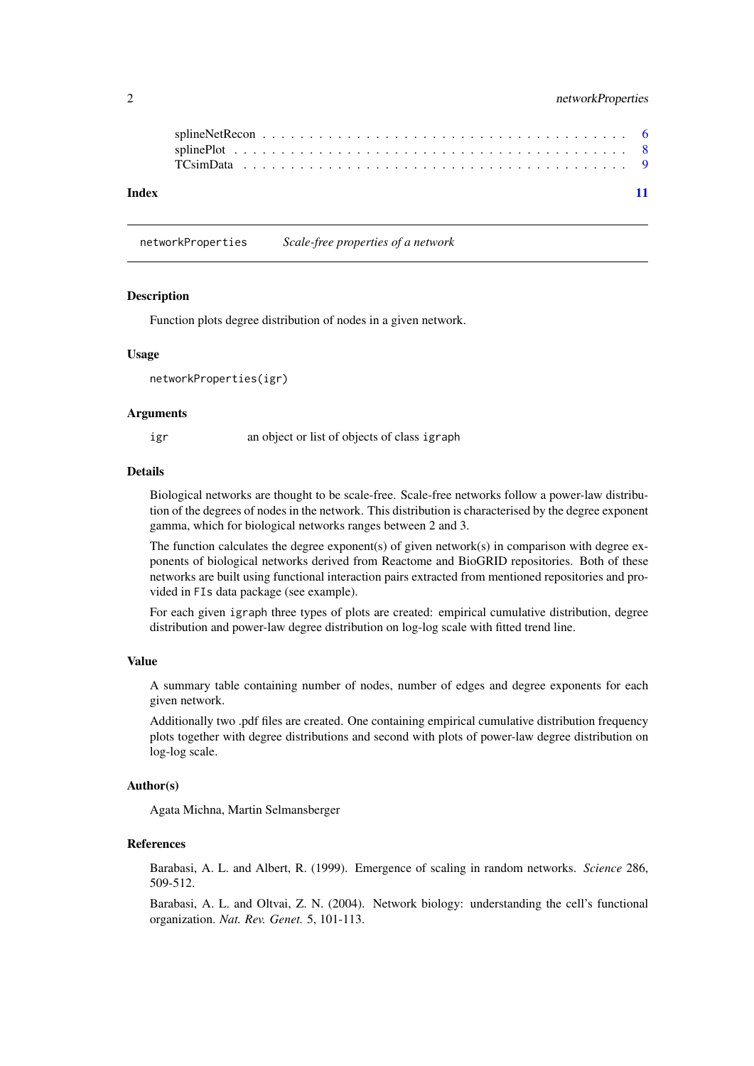splineNetRecon . . . . . . . . . . . . . . . . . . . . . . . . . . . . . . . . . . . . 6
splinePlot . . . . . . . . . . . . . . . . . . . . . . . . . . . . . . . . . . . . . . 8
TCsimData . . . . . . . . . . . . . . . . . . . . . . . . . . . . . . . . . . . . . . 9

**Index** 11

---

## networkProperties *Scale-free properties of a network*

### Description

Function plots degree distribution of nodes in a given network.

### Usage

```
networkProperties(igr)
```

### Arguments

| | |
|---|---|
| igr | an object or list of objects of class `igraph` |

### Details

Biological networks are thought to be scale-free. Scale-free networks follow a power-law distribution of the degrees of nodes in the network. This distribution is characterised by the degree exponent gamma, which for biological networks ranges between 2 and 3.

The function calculates the degree exponent(s) of given network(s) in comparison with degree exponents of biological networks derived from Reactome and BioGRID repositories. Both of these networks are built using functional interaction pairs extracted from mentioned repositories and provided in `FIs` data package (see example).

For each given `igraph` three types of plots are created: empirical cumulative distribution, degree distribution and power-law degree distribution on log-log scale with fitted trend line.

### Value

A summary table containing number of nodes, number of edges and degree exponents for each given network.

Additionally two .pdf files are created. One containing empirical cumulative distribution frequency plots together with degree distributions and second with plots of power-law degree distribution on log-log scale.

### Author(s)

Agata Michna, Martin Selmansberger

### References

Barabasi, A. L. and Albert, R. (1999). Emergence of scaling in random networks. *Science* 286, 509-512.

Barabasi, A. L. and Oltvai, Z. N. (2004). Network biology: understanding the cell's functional organization. *Nat. Rev. Genet.* 5, 101-113.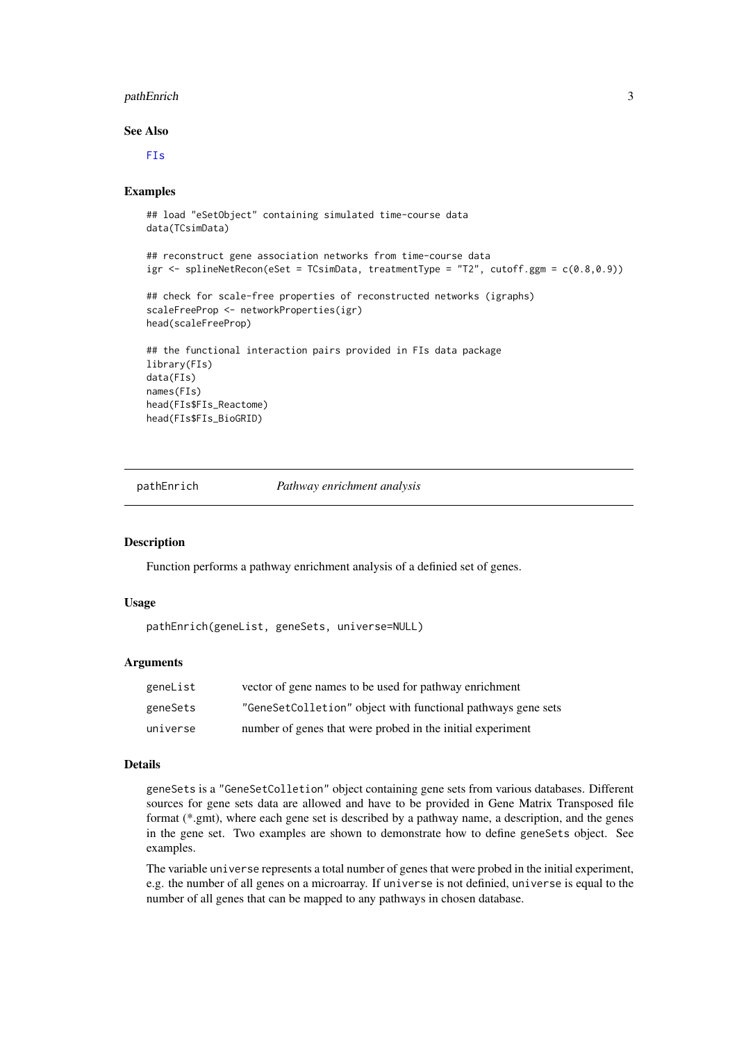### See Also

FIs

### Examples

```
## load "eSetObject" containing simulated time-course data
data(TCsimData)

## reconstruct gene association networks from time-course data
igr <- splineNetRecon(eSet = TCsimData, treatmentType = "T2", cutoff.ggm = c(0.8,0.9))

## check for scale-free properties of reconstructed networks (igraphs)
scaleFreeProp <- networkProperties(igr)
head(scaleFreeProp)

## the functional interaction pairs provided in FIs data package
library(FIs)
data(FIs)
names(FIs)
head(FIs$FIs_Reactome)
head(FIs$FIs_BioGRID)
```

---

## pathEnrich *Pathway enrichment analysis*

### Description

Function performs a pathway enrichment analysis of a definied set of genes.

### Usage

```
pathEnrich(geneList, geneSets, universe=NULL)
```

### Arguments

| | |
|---|---|
| geneList | vector of gene names to be used for pathway enrichment |
| geneSets | "GeneSetColletion" object with functional pathways gene sets |
| universe | number of genes that were probed in the initial experiment |

### Details

geneSets is a "GeneSetColletion" object containing gene sets from various databases. Different sources for gene sets data are allowed and have to be provided in Gene Matrix Transposed file format (*.gmt), where each gene set is described by a pathway name, a description, and the genes in the gene set. Two examples are shown to demonstrate how to define geneSets object. See examples.

The variable universe represents a total number of genes that were probed in the initial experiment, e.g. the number of all genes on a microarray. If universe is not definied, universe is equal to the number of all genes that can be mapped to any pathways in chosen database.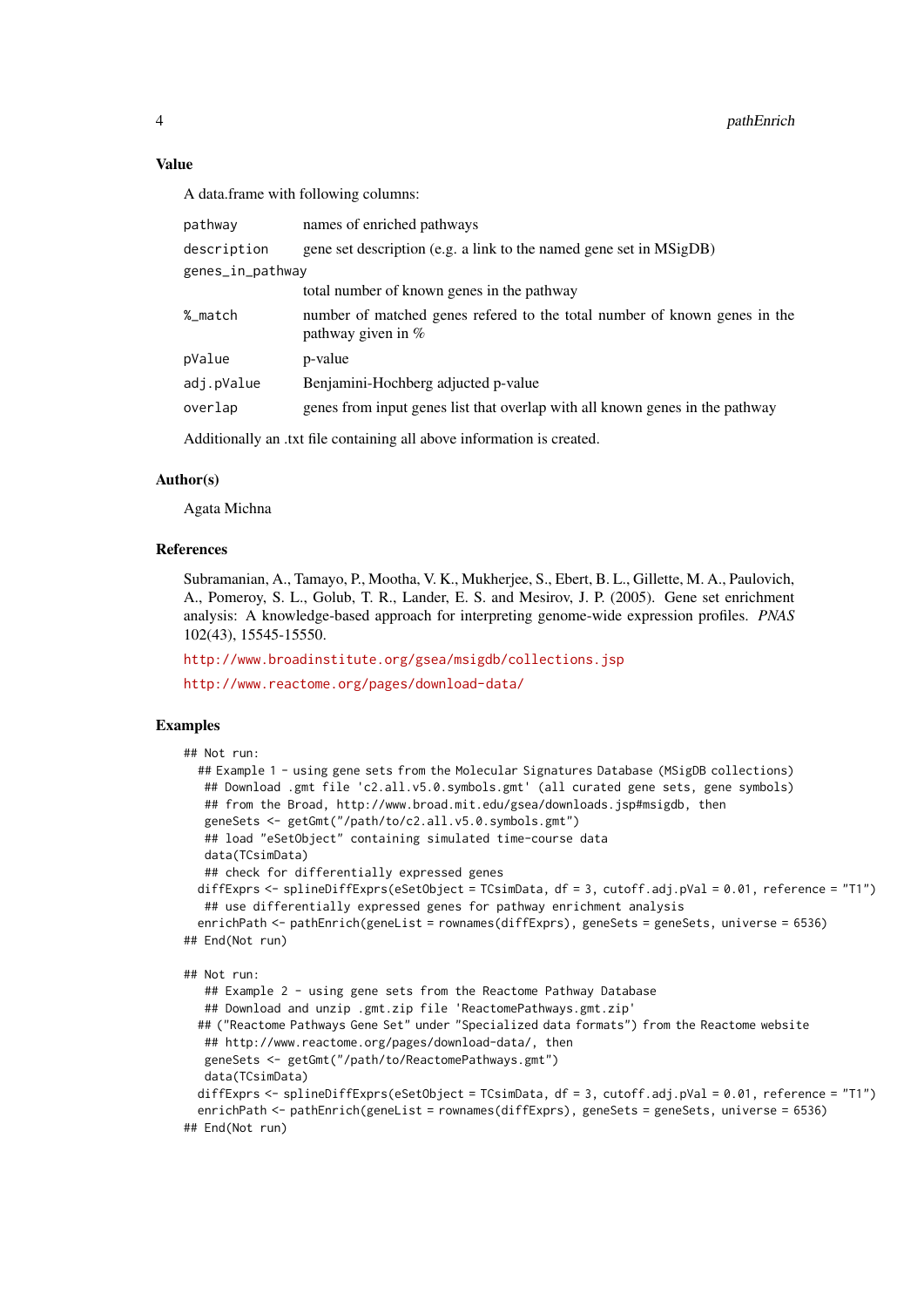### Value

A data.frame with following columns:

| | |
|---|---|
| pathway | names of enriched pathways |
| description | gene set description (e.g. a link to the named gene set in MSigDB) |
| genes_in_pathway | total number of known genes in the pathway |
| %_match | number of matched genes refered to the total number of known genes in the pathway given in % |
| pValue | p-value |
| adj.pValue | Benjamini-Hochberg adjucted p-value |
| overlap | genes from input genes list that overlap with all known genes in the pathway |

Additionally an .txt file containing all above information is created.

### Author(s)

Agata Michna

### References

Subramanian, A., Tamayo, P., Mootha, V. K., Mukherjee, S., Ebert, B. L., Gillette, M. A., Paulovich, A., Pomeroy, S. L., Golub, T. R., Lander, E. S. and Mesirov, J. P. (2005). Gene set enrichment analysis: A knowledge-based approach for interpreting genome-wide expression profiles. *PNAS* 102(43), 15545-15550.

http://www.broadinstitute.org/gsea/msigdb/collections.jsp

http://www.reactome.org/pages/download-data/

### Examples

```
## Not run:
  ## Example 1 - using gene sets from the Molecular Signatures Database (MSigDB collections)
   ## Download .gmt file 'c2.all.v5.0.symbols.gmt' (all curated gene sets, gene symbols)
   ## from the Broad, http://www.broad.mit.edu/gsea/downloads.jsp#msigdb, then
   geneSets <- getGmt("/path/to/c2.all.v5.0.symbols.gmt")
   ## load "eSetObject" containing simulated time-course data
   data(TCsimData)
   ## check for differentially expressed genes
  diffExprs <- splineDiffExprs(eSetObject = TCsimData, df = 3, cutoff.adj.pVal = 0.01, reference = "T1")
   ## use differentially expressed genes for pathway enrichment analysis
  enrichPath <- pathEnrich(geneList = rownames(diffExprs), geneSets = geneSets, universe = 6536)
## End(Not run)

## Not run:
   ## Example 2 - using gene sets from the Reactome Pathway Database
   ## Download and unzip .gmt.zip file 'ReactomePathways.gmt.zip'
  ## ("Reactome Pathways Gene Set" under "Specialized data formats") from the Reactome website
   ## http://www.reactome.org/pages/download-data/, then
   geneSets <- getGmt("/path/to/ReactomePathways.gmt")
   data(TCsimData)
  diffExprs <- splineDiffExprs(eSetObject = TCsimData, df = 3, cutoff.adj.pVal = 0.01, reference = "T1")
  enrichPath <- pathEnrich(geneList = rownames(diffExprs), geneSets = geneSets, universe = 6536)
## End(Not run)
```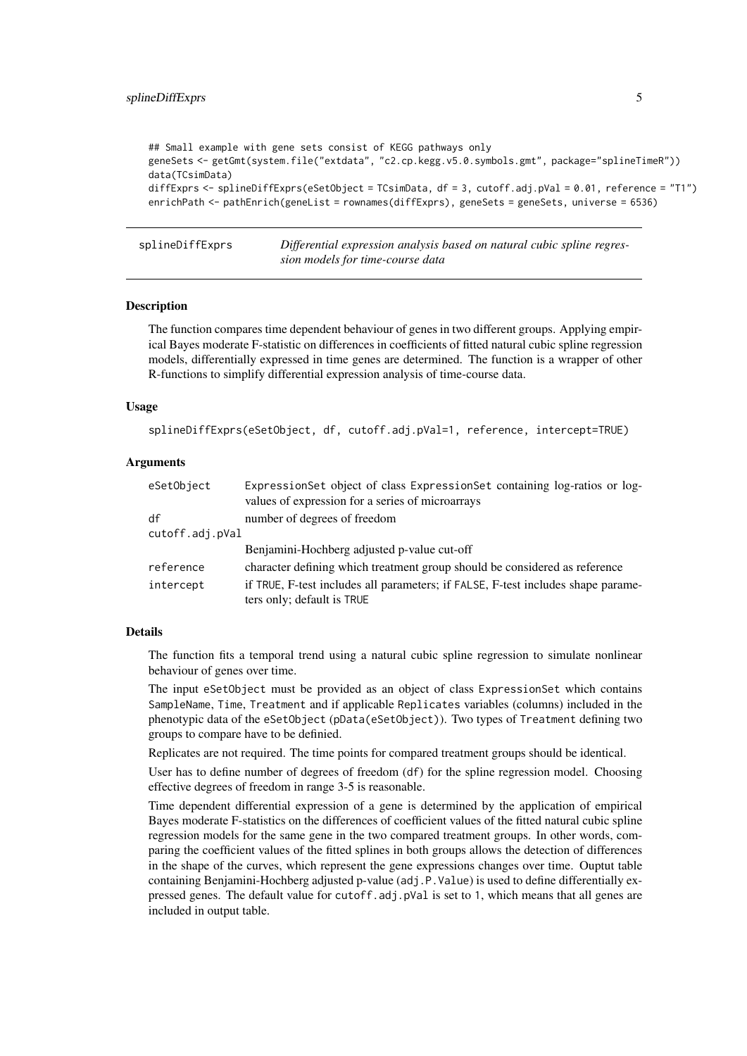```
## Small example with gene sets consist of KEGG pathways only
geneSets <- getGmt(system.file("extdata", "c2.cp.kegg.v5.0.symbols.gmt", package="splineTimeR"))
data(TCsimData)
diffExprs <- splineDiffExprs(eSetObject = TCsimData, df = 3, cutoff.adj.pVal = 0.01, reference = "T1")
enrichPath <- pathEnrich(geneList = rownames(diffExprs), geneSets = geneSets, universe = 6536)
```

---

## splineDiffExprs — *Differential expression analysis based on natural cubic spline regression models for time-course data*

---

### Description

The function compares time dependent behaviour of genes in two different groups. Applying empirical Bayes moderate F-statistic on differences in coefficients of fitted natural cubic spline regression models, differentially expressed in time genes are determined. The function is a wrapper of other R-functions to simplify differential expression analysis of time-course data.

### Usage

```
splineDiffExprs(eSetObject, df, cutoff.adj.pVal=1, reference, intercept=TRUE)
```

### Arguments

| | |
|---|---|
| `eSetObject` | ExpressionSet object of class ExpressionSet containing log-ratios or log-values of expression for a series of microarrays |
| `df` | number of degrees of freedom |
| `cutoff.adj.pVal` | Benjamini-Hochberg adjusted p-value cut-off |
| `reference` | character defining which treatment group should be considered as reference |
| `intercept` | if TRUE, F-test includes all parameters; if FALSE, F-test includes shape parameters only; default is TRUE |

### Details

The function fits a temporal trend using a natural cubic spline regression to simulate nonlinear behaviour of genes over time.

The input `eSetObject` must be provided as an object of class ExpressionSet which contains `SampleName`, `Time`, `Treatment` and if applicable `Replicates` variables (columns) included in the phenotypic data of the `eSetObject` (`pData(eSetObject)`). Two types of `Treatment` defining two groups to compare have to be definied.

Replicates are not required. The time points for compared treatment groups should be identical.

User has to define number of degrees of freedom (`df`) for the spline regression model. Choosing effective degrees of freedom in range 3-5 is reasonable.

Time dependent differential expression of a gene is determined by the application of empirical Bayes moderate F-statistics on the differences of coefficient values of the fitted natural cubic spline regression models for the same gene in the two compared treatment groups. In other words, comparing the coefficient values of the fitted splines in both groups allows the detection of differences in the shape of the curves, which represent the gene expressions changes over time. Ouptut table containing Benjamini-Hochberg adjusted p-value (`adj.P.Value`) is used to define differentially expressed genes. The default value for `cutoff.adj.pVal` is set to 1, which means that all genes are included in output table.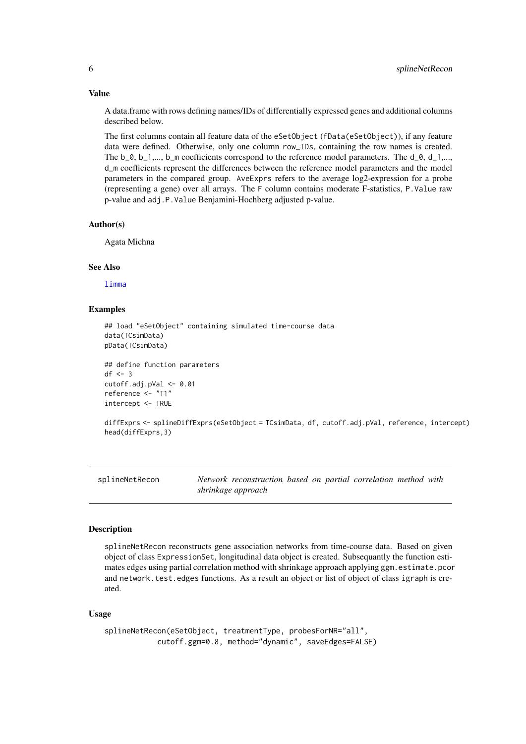## Value

A data.frame with rows defining names/IDs of differentially expressed genes and additional columns described below.

The first columns contain all feature data of the `eSetObject` (`fData(eSetObject)`), if any feature data were defined. Otherwise, only one column `row_IDs`, containing the row names is created. The `b_0`, `b_1`,..., `b_m` coefficients correspond to the reference model parameters. The `d_0`, `d_1`,..., `d_m` coefficients represent the differences between the reference model parameters and the model parameters in the compared group. `AveExprs` refers to the average log2-expression for a probe (representing a gene) over all arrays. The `F` column contains moderate F-statistics, `P.Value` raw p-value and `adj.P.Value` Benjamini-Hochberg adjusted p-value.

## Author(s)

Agata Michna

## See Also

limma

## Examples

```
## load "eSetObject" containing simulated time-course data
data(TCsimData)
pData(TCsimData)

## define function parameters
df <- 3
cutoff.adj.pVal <- 0.01
reference <- "T1"
intercept <- TRUE

diffExprs <- splineDiffExprs(eSetObject = TCsimData, df, cutoff.adj.pVal, reference, intercept)
head(diffExprs,3)
```

---

# splineNetRecon — *Network reconstruction based on partial correlation method with shrinkage approach*

## Description

`splineNetRecon` reconstructs gene association networks from time-course data. Based on given object of class `ExpressionSet`, longitudinal data object is created. Subsequantly the function estimates edges using partial correlation method with shrinkage approach applying `ggm.estimate.pcor` and `network.test.edges` functions. As a result an object or list of object of class `igraph` is created.

## Usage

```
splineNetRecon(eSetObject, treatmentType, probesForNR="all",
            cutoff.ggm=0.8, method="dynamic", saveEdges=FALSE)
```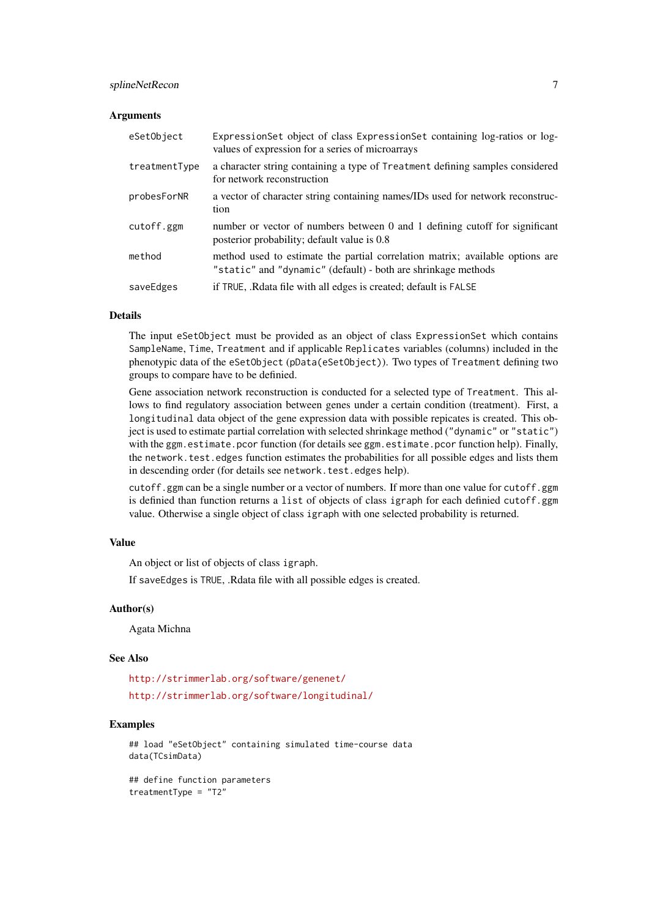## Arguments

| | |
|---|---|
| `eSetObject` | ExpressionSet object of class `ExpressionSet` containing log-ratios or log-values of expression for a series of microarrays |
| `treatmentType` | a character string containing a type of `Treatment` defining samples considered for network reconstruction |
| `probesForNR` | a vector of character string containing names/IDs used for network reconstruction |
| `cutoff.ggm` | number or vector of numbers between 0 and 1 defining cutoff for significant posterior probability; default value is 0.8 |
| `method` | method used to estimate the partial correlation matrix; available options are `"static"` and `"dynamic"` (default) - both are shrinkage methods |
| `saveEdges` | if `TRUE`, .Rdata file with all edges is created; default is `FALSE` |

## Details

The input `eSetObject` must be provided as an object of class `ExpressionSet` which contains `SampleName`, `Time`, `Treatment` and if applicable `Replicates` variables (columns) included in the phenotypic data of the `eSetObject` (`pData(eSetObject)`). Two types of `Treatment` defining two groups to compare have to be definied.

Gene association network reconstruction is conducted for a selected type of `Treatment`. This allows to find regulatory association between genes under a certain condition (treatment). First, a `longitudinal` data object of the gene expression data with possible repicates is created. This object is used to estimate partial correlation with selected shrinkage method (`"dynamic"` or `"static"`) with the `ggm.estimate.pcor` function (for details see `ggm.estimate.pcor` function help). Finally, the `network.test.edges` function estimates the probabilities for all possible edges and lists them in descending order (for details see `network.test.edges` help).

`cutoff.ggm` can be a single number or a vector of numbers. If more than one value for `cutoff.ggm` is definied than function returns a `list` of objects of class `igraph` for each definied `cutoff.ggm` value. Otherwise a single object of class `igraph` with one selected probability is returned.

## Value

An object or list of objects of class `igraph`.

If `saveEdges` is `TRUE`, .Rdata file with all possible edges is created.

## Author(s)

Agata Michna

## See Also

http://strimmerlab.org/software/genenet/

http://strimmerlab.org/software/longitudinal/

## Examples

```
## load "eSetObject" containing simulated time-course data
data(TCsimData)

## define function parameters
treatmentType = "T2"
```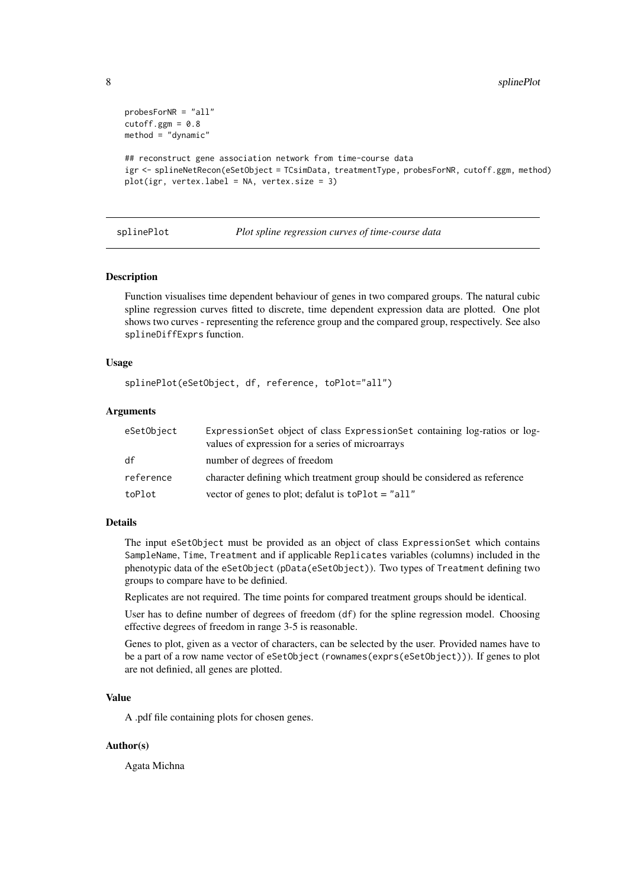```
probesForNR = "all"
cutoff.ggm = 0.8
method = "dynamic"

## reconstruct gene association network from time-course data
igr <- splineNetRecon(eSetObject = TCsimData, treatmentType, probesForNR, cutoff.ggm, method)
plot(igr, vertex.label = NA, vertex.size = 3)
```

---

## splinePlot — *Plot spline regression curves of time-course data*

### Description

Function visualises time dependent behaviour of genes in two compared groups. The natural cubic spline regression curves fitted to discrete, time dependent expression data are plotted. One plot shows two curves - representing the reference group and the compared group, respectively. See also `splineDiffExprs` function.

### Usage

```
splinePlot(eSetObject, df, reference, toPlot="all")
```

### Arguments

| | |
|---|---|
| `eSetObject` | ExpressionSet object of class `ExpressionSet` containing log-ratios or log-values of expression for a series of microarrays |
| `df` | number of degrees of freedom |
| `reference` | character defining which treatment group should be considered as reference |
| `toPlot` | vector of genes to plot; defalut is `toPlot = "all"` |

### Details

The input `eSetObject` must be provided as an object of class `ExpressionSet` which contains `SampleName`, `Time`, `Treatment` and if applicable `Replicates` variables (columns) included in the phenotypic data of the `eSetObject` (`pData(eSetObject)`). Two types of `Treatment` defining two groups to compare have to be definied.

Replicates are not required. The time points for compared treatment groups should be identical.

User has to define number of degrees of freedom (`df`) for the spline regression model. Choosing effective degrees of freedom in range 3-5 is reasonable.

Genes to plot, given as a vector of characters, can be selected by the user. Provided names have to be a part of a row name vector of `eSetObject` (`rownames(exprs(eSetObject))`). If genes to plot are not definied, all genes are plotted.

### Value

A .pdf file containing plots for chosen genes.

### Author(s)

Agata Michna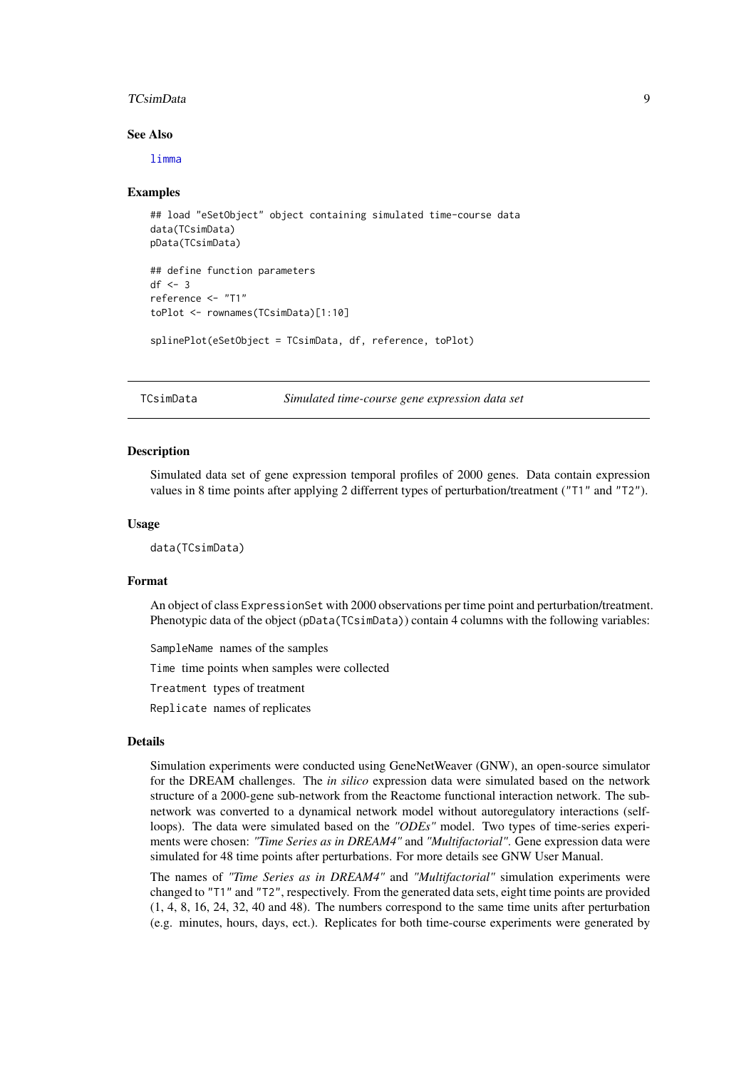### See Also

limma

### Examples

```
## load "eSetObject" object containing simulated time-course data
data(TCsimData)
pData(TCsimData)

## define function parameters
df <- 3
reference <- "T1"
toPlot <- rownames(TCsimData)[1:10]

splinePlot(eSetObject = TCsimData, df, reference, toPlot)
```

---

## TCsimData — *Simulated time-course gene expression data set*

---

### Description

Simulated data set of gene expression temporal profiles of 2000 genes. Data contain expression values in 8 time points after applying 2 differrent types of perturbation/treatment ("T1" and "T2").

### Usage

```
data(TCsimData)
```

### Format

An object of class `ExpressionSet` with 2000 observations per time point and perturbation/treatment. Phenotypic data of the object (`pData(TCsimData)`) contain 4 columns with the following variables:

`SampleName` names of the samples

`Time` time points when samples were collected

`Treatment` types of treatment

`Replicate` names of replicates

### Details

Simulation experiments were conducted using GeneNetWeaver (GNW), an open-source simulator for the DREAM challenges. The *in silico* expression data were simulated based on the network structure of a 2000-gene sub-network from the Reactome functional interaction network. The sub-network was converted to a dynamical network model without autoregulatory interactions (self-loops). The data were simulated based on the *"ODEs"* model. Two types of time-series experiments were chosen: *"Time Series as in DREAM4"* and *"Multifactorial"*. Gene expression data were simulated for 48 time points after perturbations. For more details see GNW User Manual.

The names of *"Time Series as in DREAM4"* and *"Multifactorial"* simulation experiments were changed to "T1" and "T2", respectively. From the generated data sets, eight time points are provided (1, 4, 8, 16, 24, 32, 40 and 48). The numbers correspond to the same time units after perturbation (e.g. minutes, hours, days, ect.). Replicates for both time-course experiments were generated by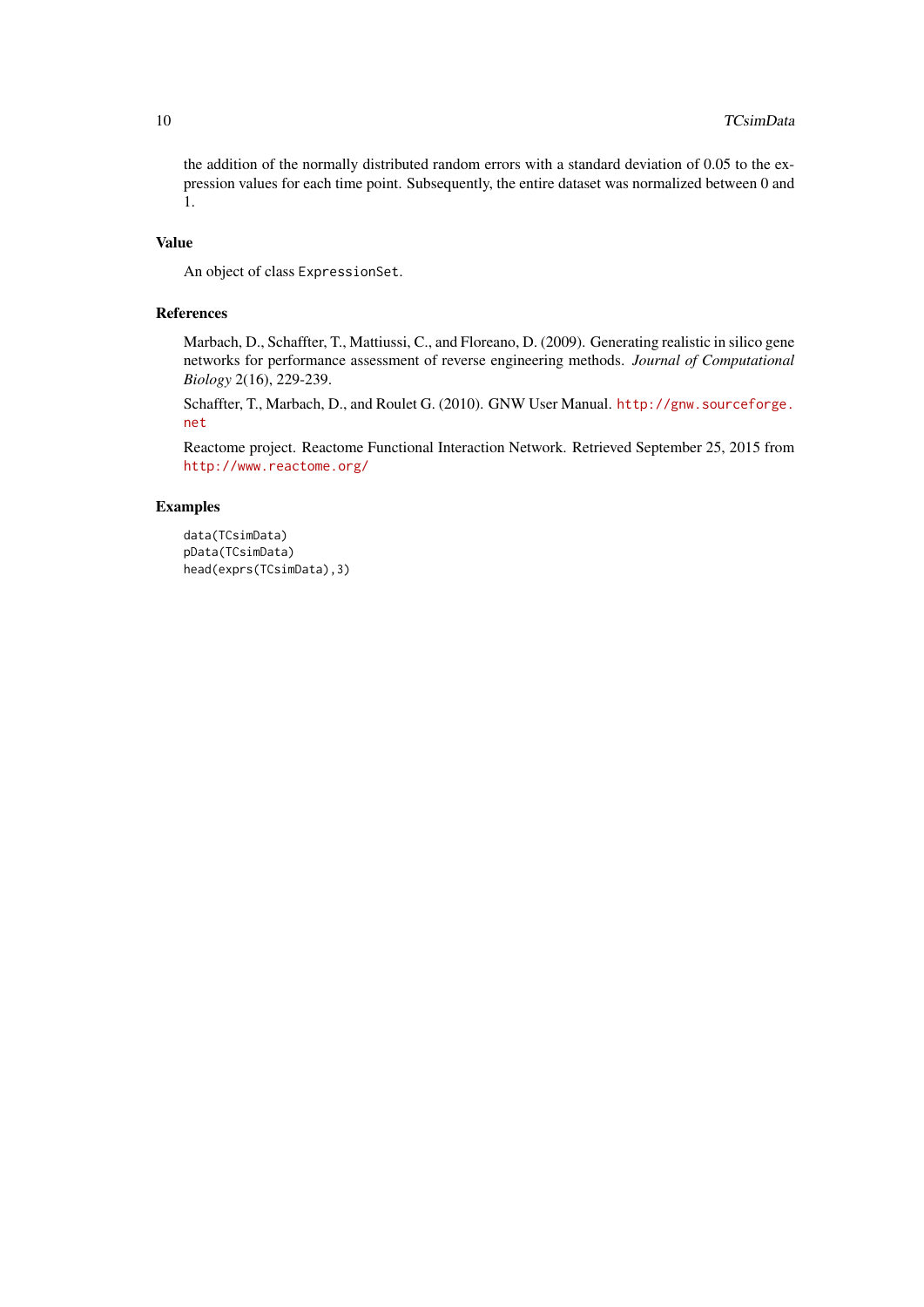the addition of the normally distributed random errors with a standard deviation of 0.05 to the expression values for each time point. Subsequently, the entire dataset was normalized between 0 and 1.

### Value

An object of class `ExpressionSet`.

### References

Marbach, D., Schaffter, T., Mattiussi, C., and Floreano, D. (2009). Generating realistic in silico gene networks for performance assessment of reverse engineering methods. *Journal of Computational Biology* 2(16), 229-239.

Schaffter, T., Marbach, D., and Roulet G. (2010). GNW User Manual. http://gnw.sourceforge.net

Reactome project. Reactome Functional Interaction Network. Retrieved September 25, 2015 from http://www.reactome.org/

### Examples

```
data(TCsimData)
pData(TCsimData)
head(exprs(TCsimData),3)
```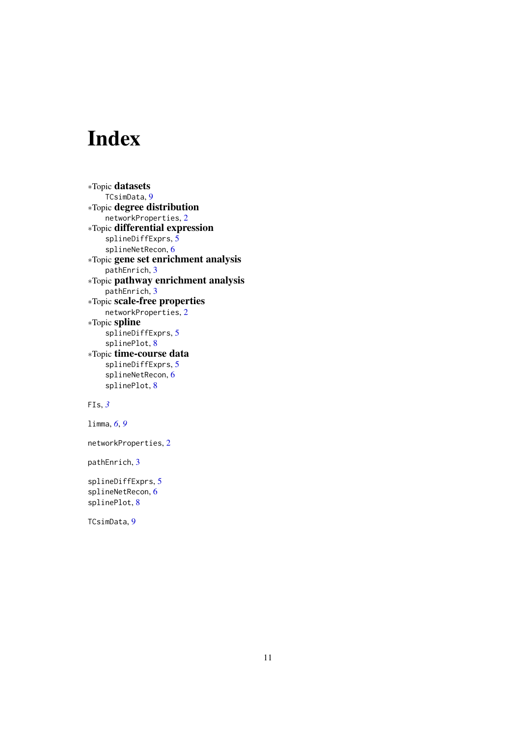# Index

*Topic **datasets**
    TCsimData, 9
*Topic **degree distribution**
    networkProperties, 2
*Topic **differential expression**
    splineDiffExprs, 5
    splineNetRecon, 6
*Topic **gene set enrichment analysis**
    pathEnrich, 3
*Topic **pathway enrichment analysis**
    pathEnrich, 3
*Topic **scale-free properties**
    networkProperties, 2
*Topic **spline**
    splineDiffExprs, 5
    splinePlot, 8
*Topic **time-course data**
    splineDiffExprs, 5
    splineNetRecon, 6
    splinePlot, 8

FIs, *3*

limma, *6*, *9*

networkProperties, 2

pathEnrich, 3

splineDiffExprs, 5
splineNetRecon, 6
splinePlot, 8

TCsimData, 9